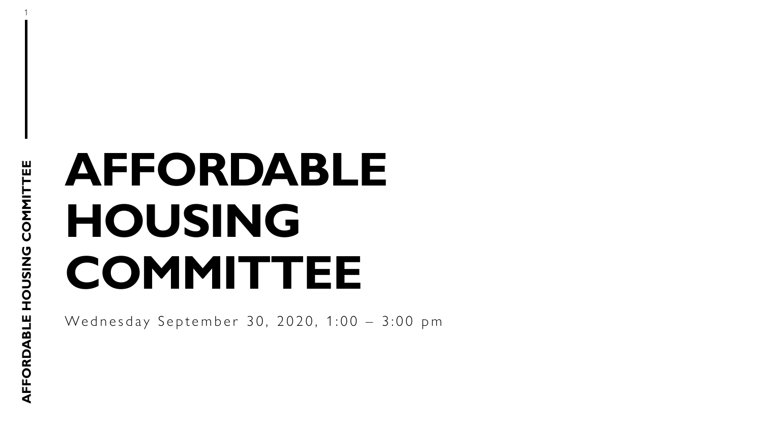# AFFORDABLE HOUSING COMMITTEE

Wednesday September 30, 2020, 1:00 – 3:00 pm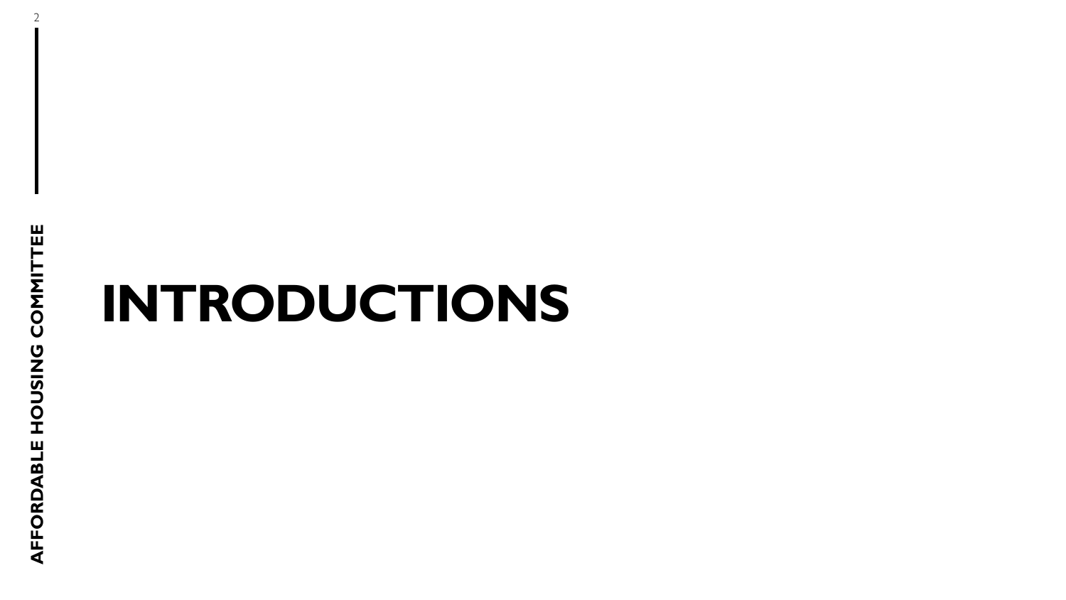# INTRODUCTIONS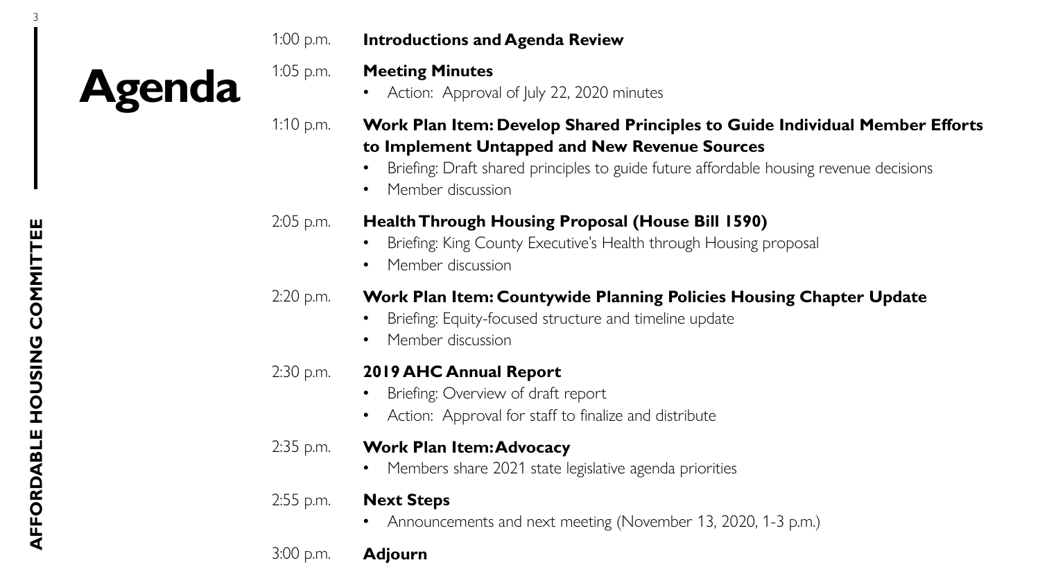# Agenda

1:00 p.m. **Introductions and Agenda Review**

1:05 p.m. **Meeting Minutes**

- Action: Approval of July 22, 2020 minutes

1:10 p.m. **Work Plan Item: Develop Shared Principles to Guide Individual Member Efforts to Implement Untapped and New Revenue Sources**

- Briefing: Draft shared principles to guide future affordable housing revenue decisions
- Member discussion

2:05 p.m. **Health Through Housing Proposal (House Bill 1590)**

- Briefing: King County Executive's Health through Housing proposal
- Member discussion

2:20 p.m. **Work Plan Item: Countywide Planning Policies Housing Chapter Update**

- Briefing: Equity-focused structure and timeline update
- Member discussion

2:30 p.m. **2019 AHC Annual Report**

- Briefing: Overview of draft report
- Action: Approval for staff to finalize and distribute

2:35 p.m. **Work Plan Item: Advocacy**

- Members share 2021 state legislative agenda priorities

2:55 p.m. **Next Steps**

- Announcements and next meeting (November 13, 2020, 1-3 p.m.)

3:00 p.m. **Adjourn**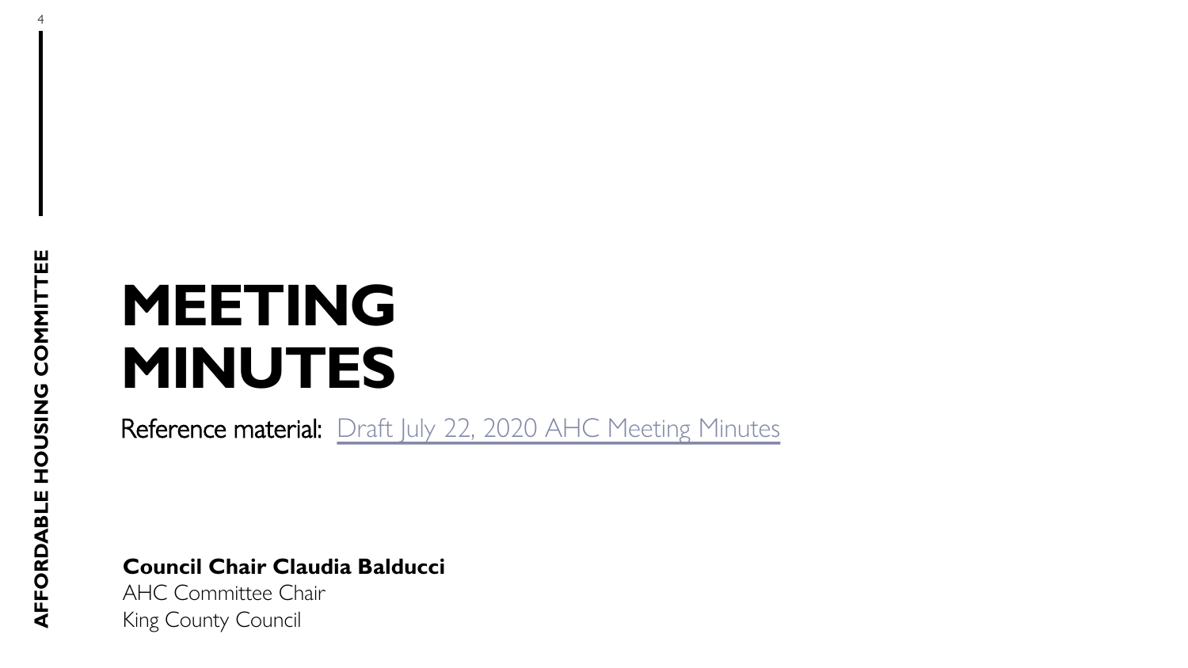# MEETING MINUTES

Reference material: [Draft July 22, 2020 AHC Meeting Minutes]

**Council Chair Claudia Balducci**
AHC Committee Chair
King County Council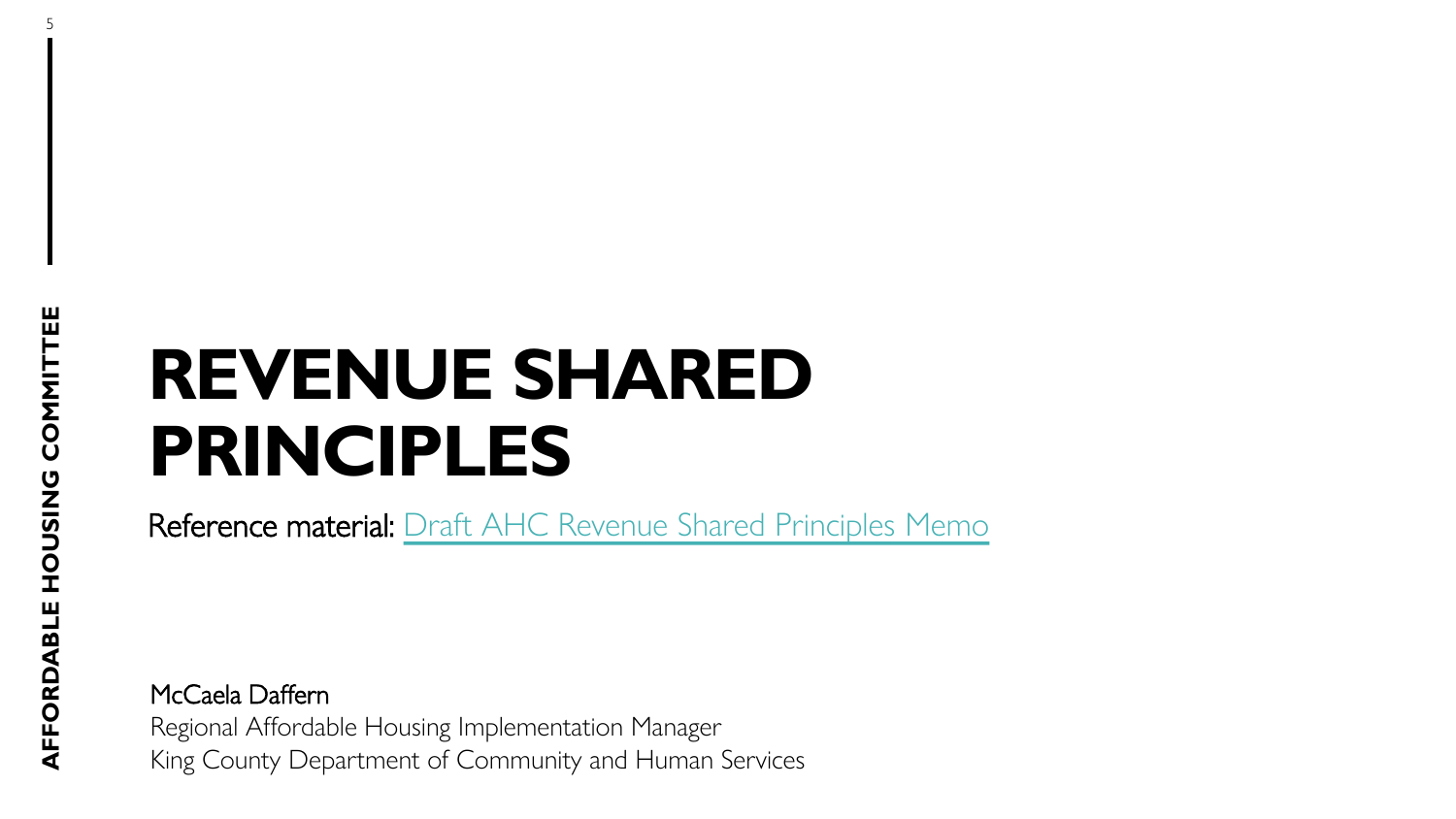# REVENUE SHARED PRINCIPLES

Reference material: Draft AHC Revenue Shared Principles Memo

McCaela Daffern
Regional Affordable Housing Implementation Manager
King County Department of Community and Human Services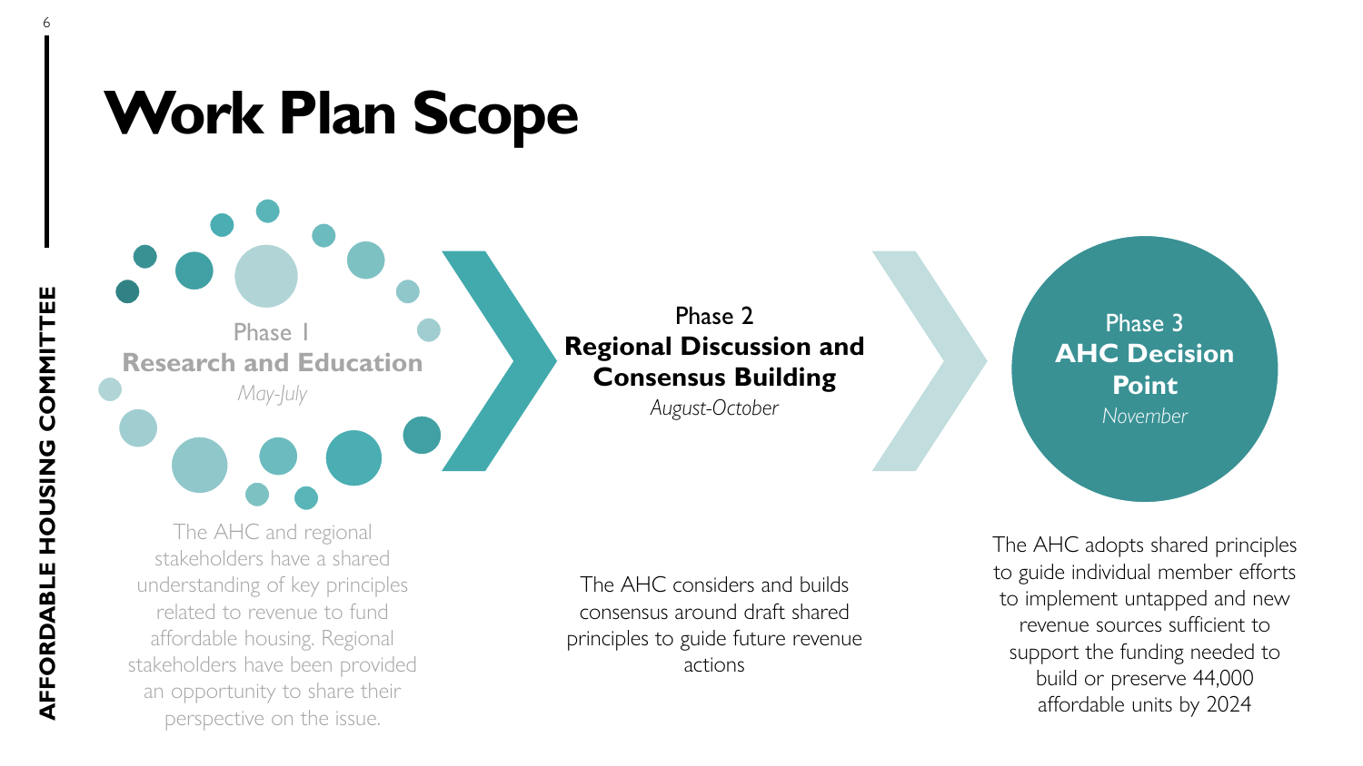# Work Plan Scope

**Phase 1**
**Research and Education**
*May-July*

The AHC and regional stakeholders have a shared understanding of key principles related to revenue to fund affordable housing. Regional stakeholders have been provided an opportunity to share their perspective on the issue.

**Phase 2**
**Regional Discussion and Consensus Building**
*August-October*

The AHC considers and builds consensus around draft shared principles to guide future revenue actions

**Phase 3**
**AHC Decision Point**
*November*

The AHC adopts shared principles to guide individual member efforts to implement untapped and new revenue sources sufficient to support the funding needed to build or preserve 44,000 affordable units by 2024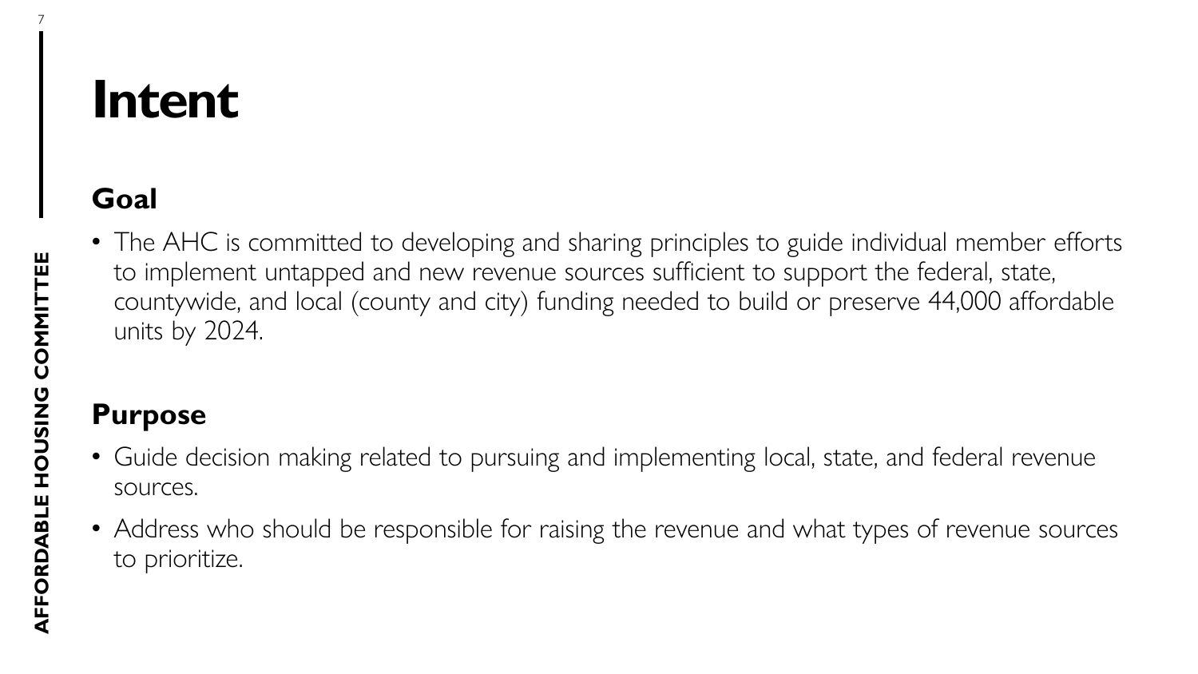# Intent

## Goal

- The AHC is committed to developing and sharing principles to guide individual member efforts to implement untapped and new revenue sources sufficient to support the federal, state, countywide, and local (county and city) funding needed to build or preserve 44,000 affordable units by 2024.

## Purpose

- Guide decision making related to pursuing and implementing local, state, and federal revenue sources.
- Address who should be responsible for raising the revenue and what types of revenue sources to prioritize.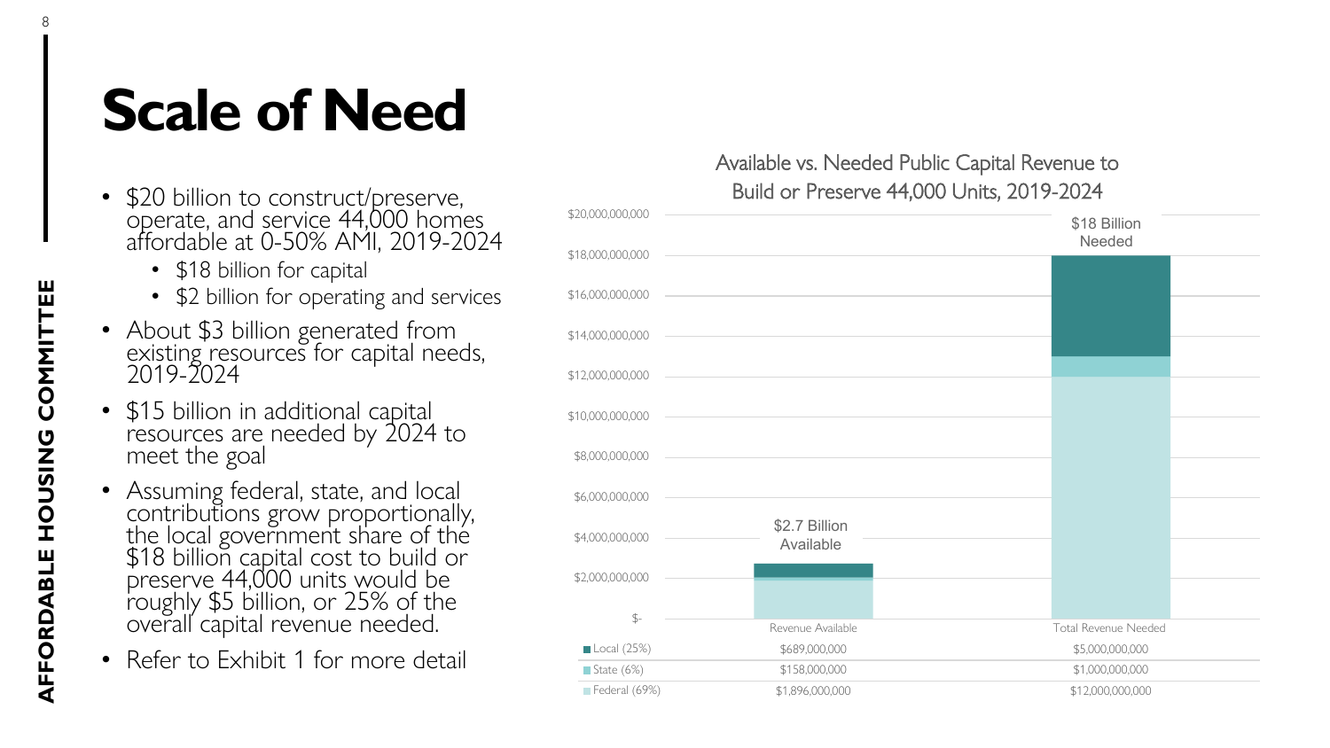# Scale of Need

- $20 billion to construct/preserve, operate, and service 44,000 homes affordable at 0-50% AMI, 2019-2024
  - $18 billion for capital
  - $2 billion for operating and services
- About $3 billion generated from existing resources for capital needs, 2019-2024
- $15 billion in additional capital resources are needed by 2024 to meet the goal
- Assuming federal, state, and local contributions grow proportionally, the local government share of the $18 billion capital cost to build or preserve 44,000 units would be roughly $5 billion, or 25% of the overall capital revenue needed.
- Refer to Exhibit 1 for more detail

**Available vs. Needed Public Capital Revenue to Build or Preserve 44,000 Units, 2019-2024**

| | Revenue Available | Total Revenue Needed |
|---|---|---|
| Local (25%) | $689,000,000 | $5,000,000,000 |
| State (6%) | $158,000,000 | $1,000,000,000 |
| Federal (69%) | $1,896,000,000 | $12,000,000,000 |
| | $2.7 Billion Available | $18 Billion Needed |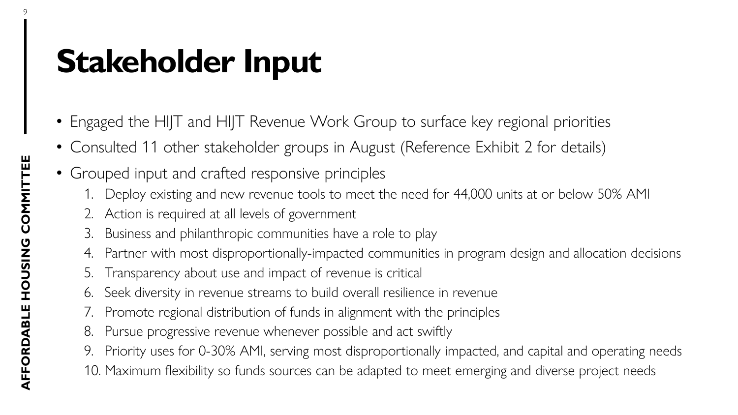# Stakeholder Input

- Engaged the HIJT and HIJT Revenue Work Group to surface key regional priorities
- Consulted 11 other stakeholder groups in August (Reference Exhibit 2 for details)
- Grouped input and crafted responsive principles
  1. Deploy existing and new revenue tools to meet the need for 44,000 units at or below 50% AMI
  2. Action is required at all levels of government
  3. Business and philanthropic communities have a role to play
  4. Partner with most disproportionally-impacted communities in program design and allocation decisions
  5. Transparency about use and impact of revenue is critical
  6. Seek diversity in revenue streams to build overall resilience in revenue
  7. Promote regional distribution of funds in alignment with the principles
  8. Pursue progressive revenue whenever possible and act swiftly
  9. Priority uses for 0-30% AMI, serving most disproportionally impacted, and capital and operating needs
  10. Maximum flexibility so funds sources can be adapted to meet emerging and diverse project needs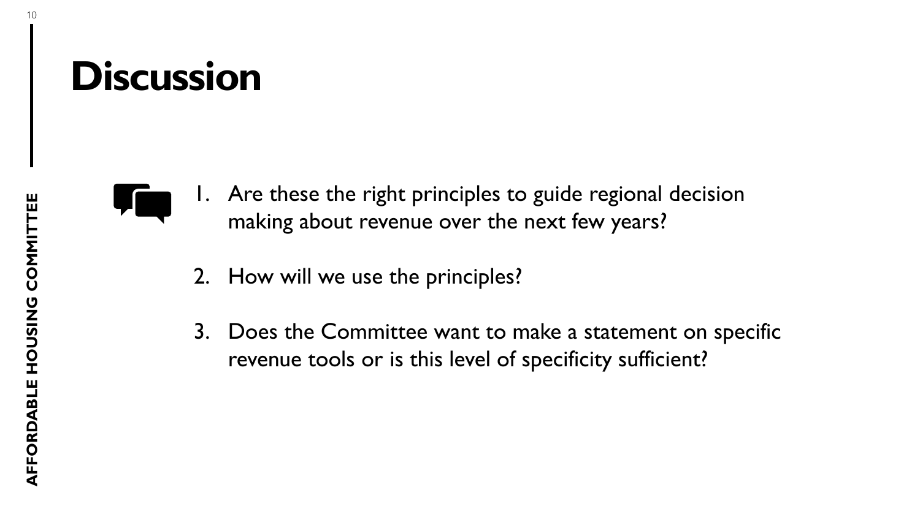# Discussion

1. Are these the right principles to guide regional decision making about revenue over the next few years?

2. How will we use the principles?

3. Does the Committee want to make a statement on specific revenue tools or is this level of specificity sufficient?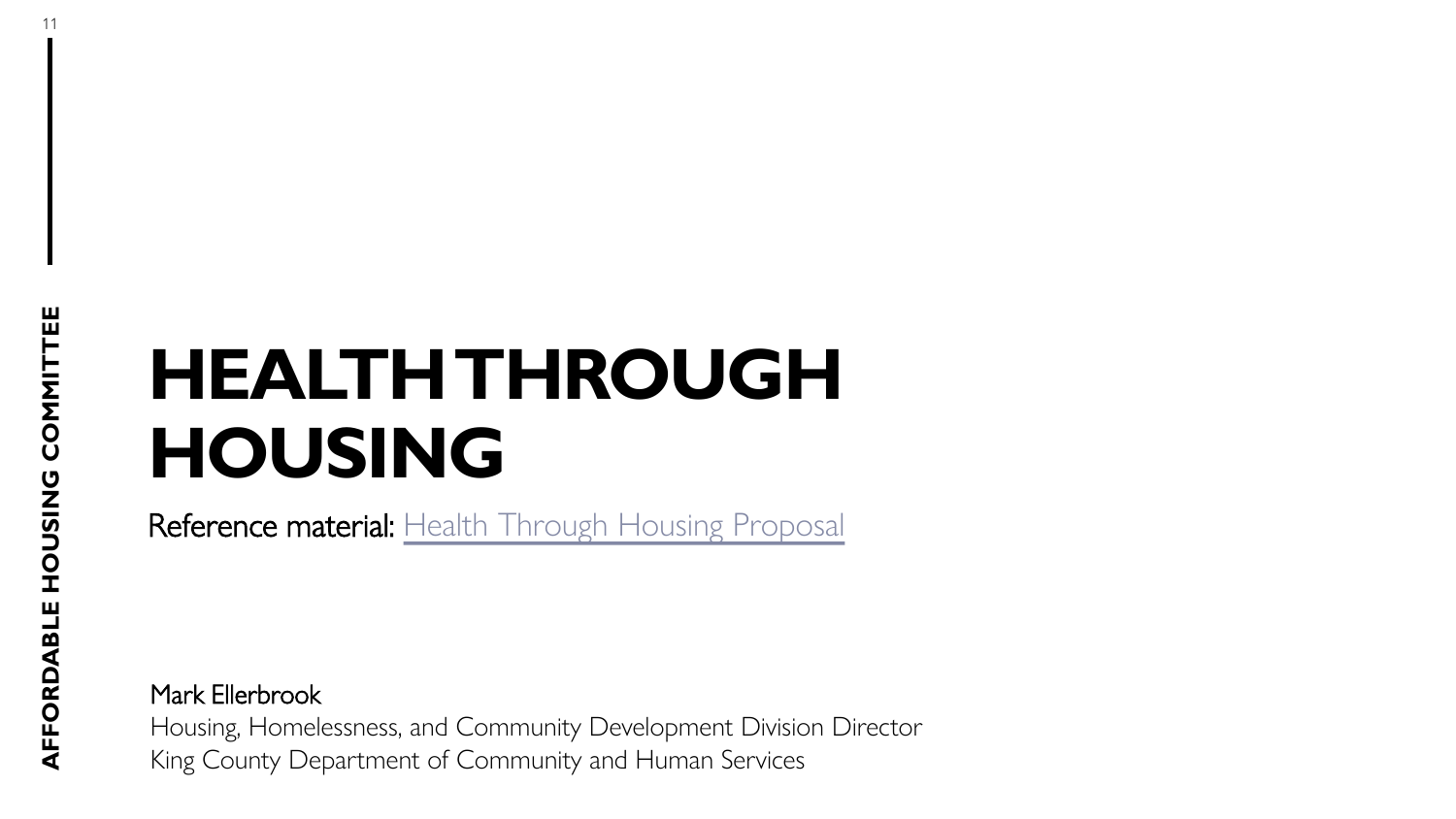# HEALTH THROUGH HOUSING

**Reference material:** Health Through Housing Proposal

Mark Ellerbrook
Housing, Homelessness, and Community Development Division Director
King County Department of Community and Human Services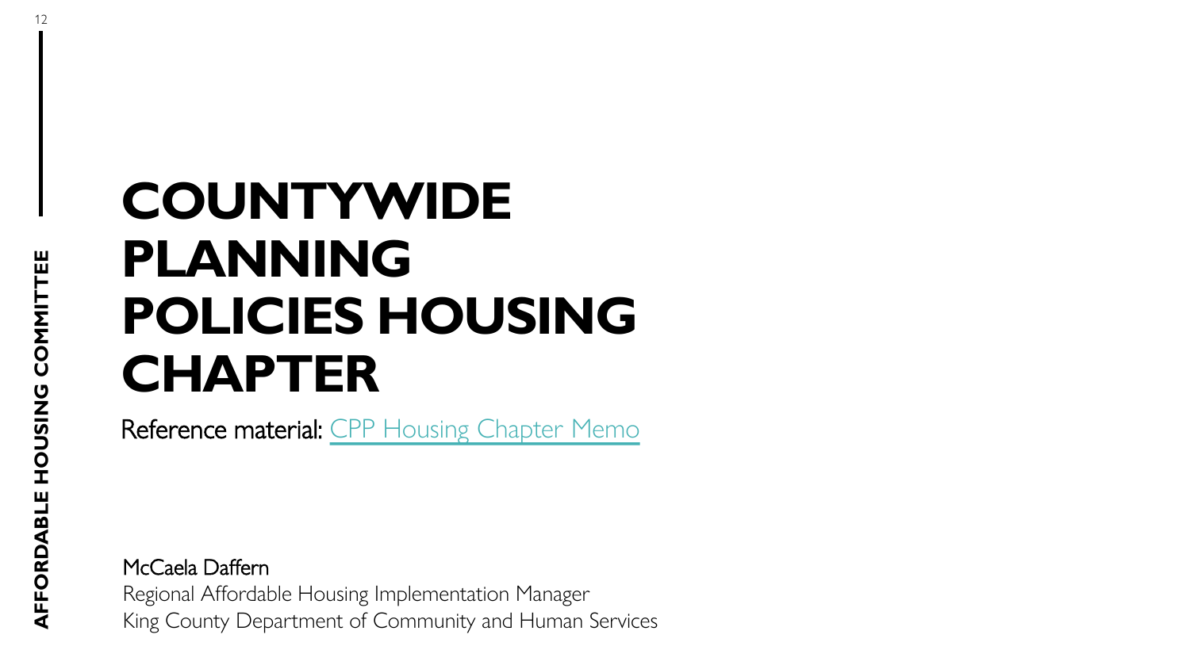# COUNTYWIDE PLANNING POLICIES HOUSING CHAPTER

Reference material: CPP Housing Chapter Memo

McCaela Daffern

Regional Affordable Housing Implementation Manager

King County Department of Community and Human Services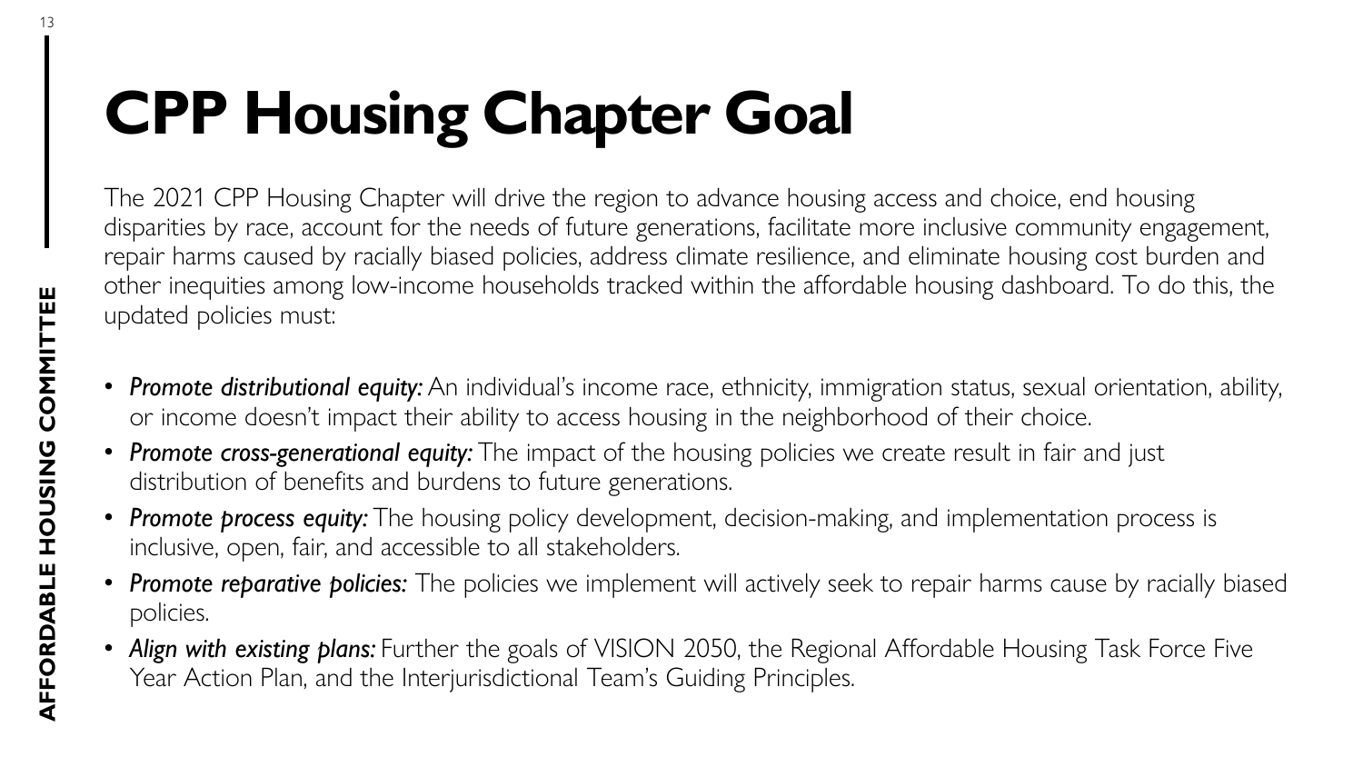# CPP Housing Chapter Goal

The 2021 CPP Housing Chapter will drive the region to advance housing access and choice, end housing disparities by race, account for the needs of future generations, facilitate more inclusive community engagement, repair harms caused by racially biased policies, address climate resilience, and eliminate housing cost burden and other inequities among low-income households tracked within the affordable housing dashboard. To do this, the updated policies must:

- ***Promote distributional equity:*** An individual's income race, ethnicity, immigration status, sexual orientation, ability, or income doesn't impact their ability to access housing in the neighborhood of their choice.
- ***Promote cross-generational equity:*** The impact of the housing policies we create result in fair and just distribution of benefits and burdens to future generations.
- ***Promote process equity:*** The housing policy development, decision-making, and implementation process is inclusive, open, fair, and accessible to all stakeholders.
- ***Promote reparative policies:*** The policies we implement will actively seek to repair harms cause by racially biased policies.
- ***Align with existing plans:*** Further the goals of VISION 2050, the Regional Affordable Housing Task Force Five Year Action Plan, and the Interjurisdictional Team's Guiding Principles.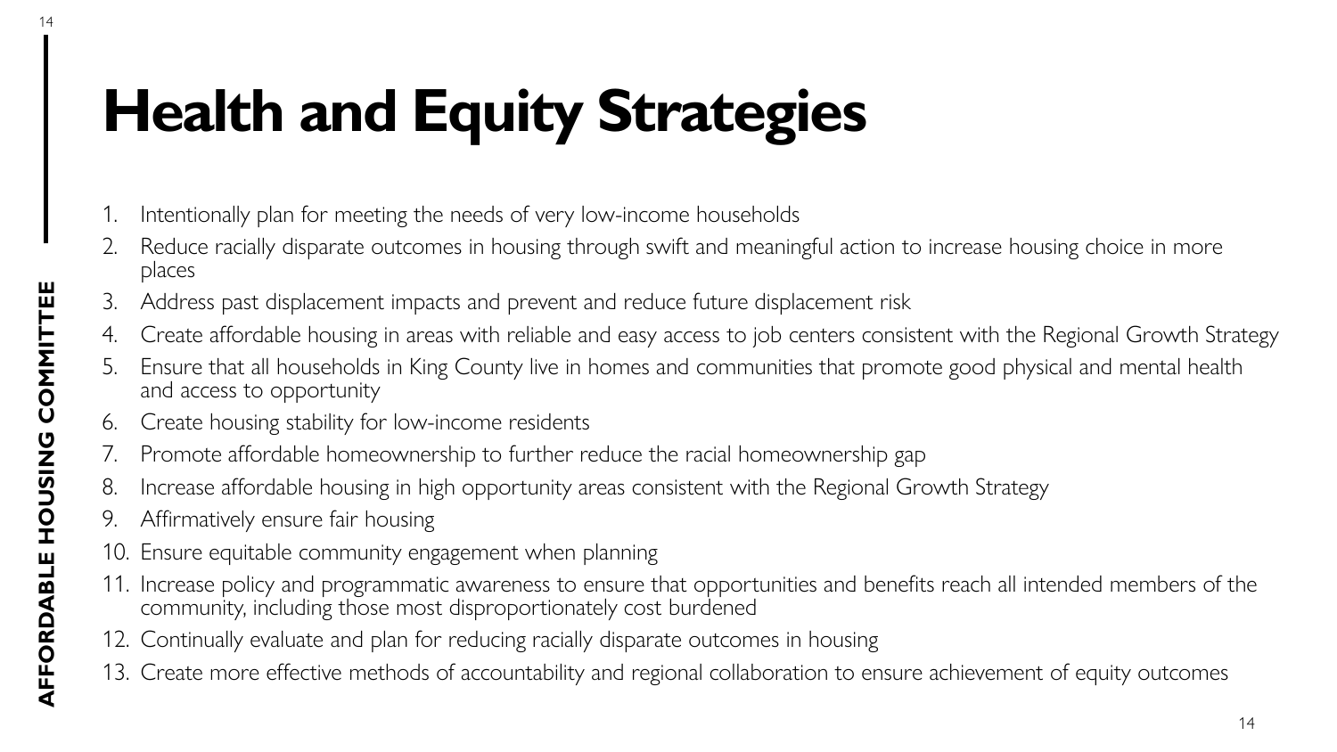# Health and Equity Strategies

1. Intentionally plan for meeting the needs of very low-income households
2. Reduce racially disparate outcomes in housing through swift and meaningful action to increase housing choice in more places
3. Address past displacement impacts and prevent and reduce future displacement risk
4. Create affordable housing in areas with reliable and easy access to job centers consistent with the Regional Growth Strategy
5. Ensure that all households in King County live in homes and communities that promote good physical and mental health and access to opportunity
6. Create housing stability for low-income residents
7. Promote affordable homeownership to further reduce the racial homeownership gap
8. Increase affordable housing in high opportunity areas consistent with the Regional Growth Strategy
9. Affirmatively ensure fair housing
10. Ensure equitable community engagement when planning
11. Increase policy and programmatic awareness to ensure that opportunities and benefits reach all intended members of the community, including those most disproportionately cost burdened
12. Continually evaluate and plan for reducing racially disparate outcomes in housing
13. Create more effective methods of accountability and regional collaboration to ensure achievement of equity outcomes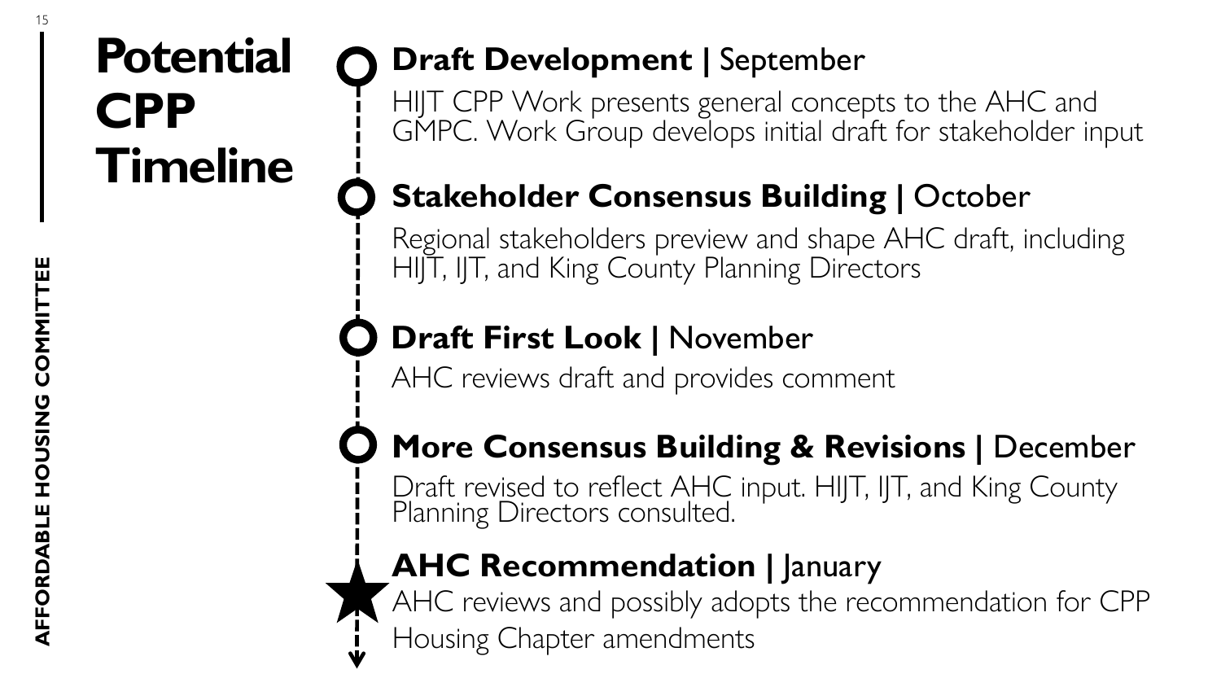# Potential CPP Timeline

**Draft Development |** September

HIJT CPP Work presents general concepts to the AHC and GMPC. Work Group develops initial draft for stakeholder input

**Stakeholder Consensus Building |** October

Regional stakeholders preview and shape AHC draft, including HIJT, IJT, and King County Planning Directors

**Draft First Look |** November

AHC reviews draft and provides comment

**More Consensus Building & Revisions |** December

Draft revised to reflect AHC input. HIJT, IJT, and King County Planning Directors consulted.

**AHC Recommendation |** January

AHC reviews and possibly adopts the recommendation for CPP Housing Chapter amendments

AFFORDABLE HOUSING COMMITTEE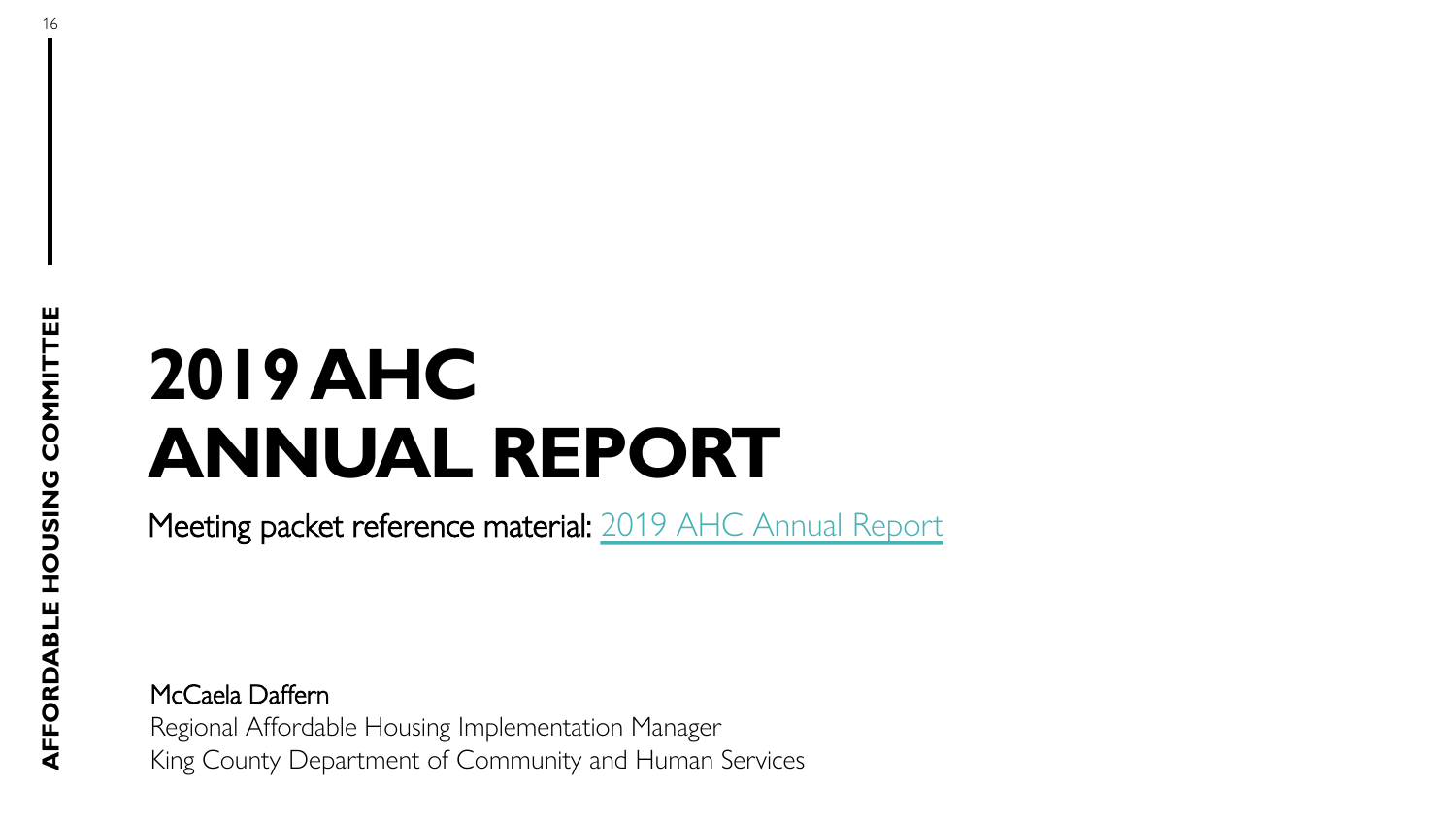# 2019 AHC ANNUAL REPORT

Meeting packet reference material: 2019 AHC Annual Report

McCaela Daffern

Regional Affordable Housing Implementation Manager

King County Department of Community and Human Services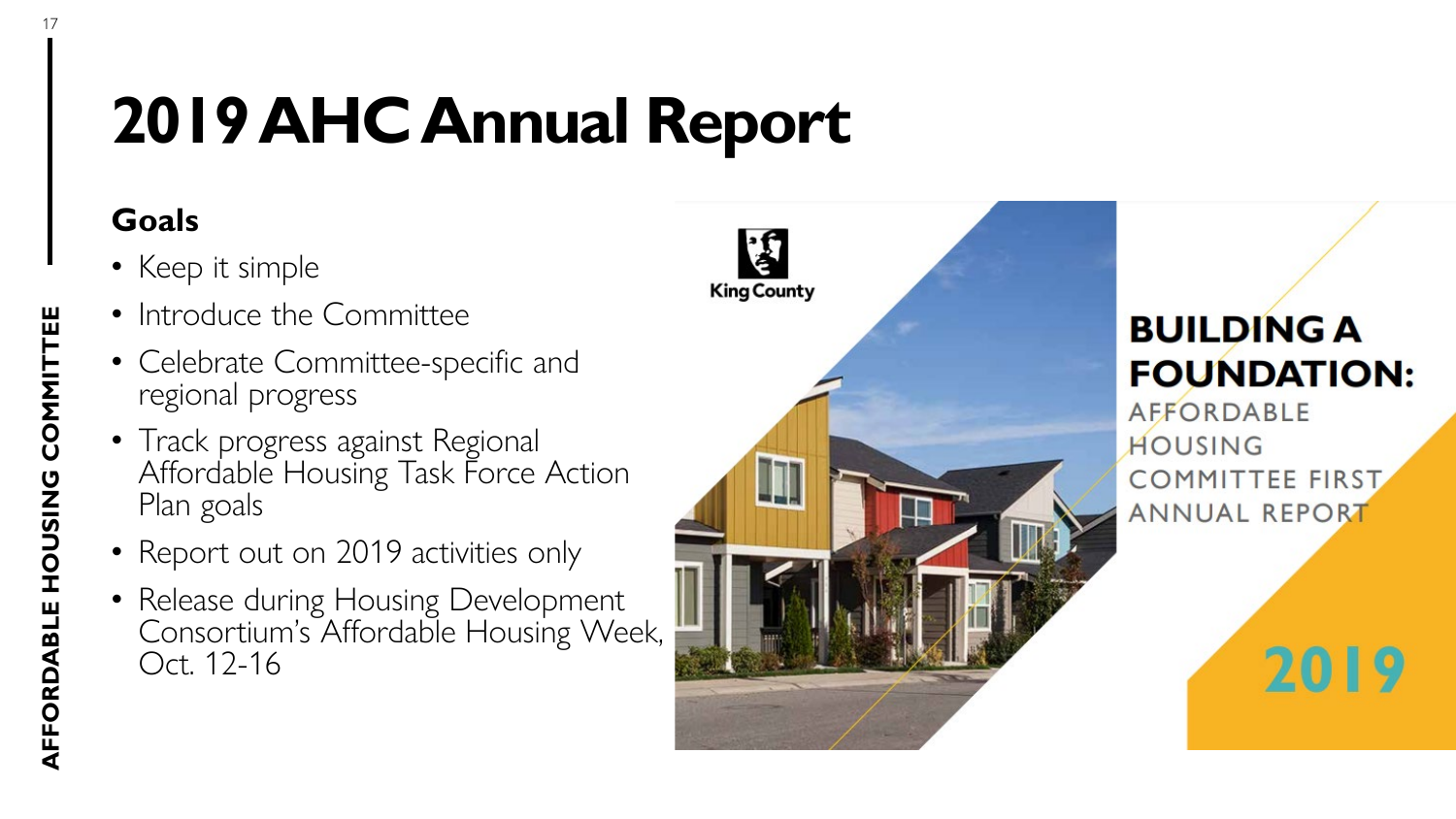# 2019 AHC Annual Report

## Goals

- Keep it simple
- Introduce the Committee
- Celebrate Committee-specific and regional progress
- Track progress against Regional Affordable Housing Task Force Action Plan goals
- Report out on 2019 activities only
- Release during Housing Development Consortium's Affordable Housing Week, Oct. 12-16

King County

**BUILDING A FOUNDATION:**
AFFORDABLE HOUSING COMMITTEE FIRST ANNUAL REPORT

2019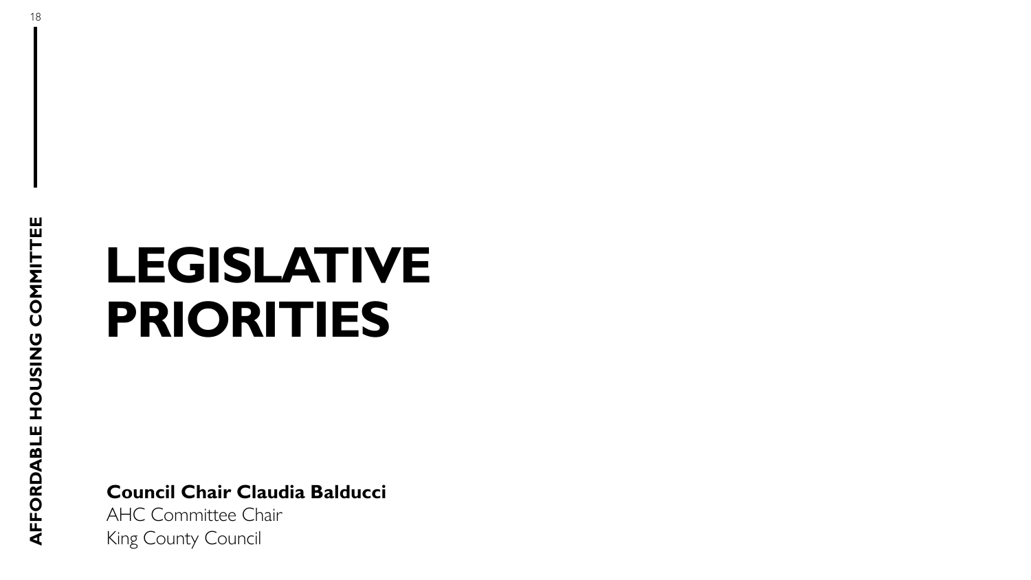# LEGISLATIVE PRIORITIES

**Council Chair Claudia Balducci**
AHC Committee Chair
King County Council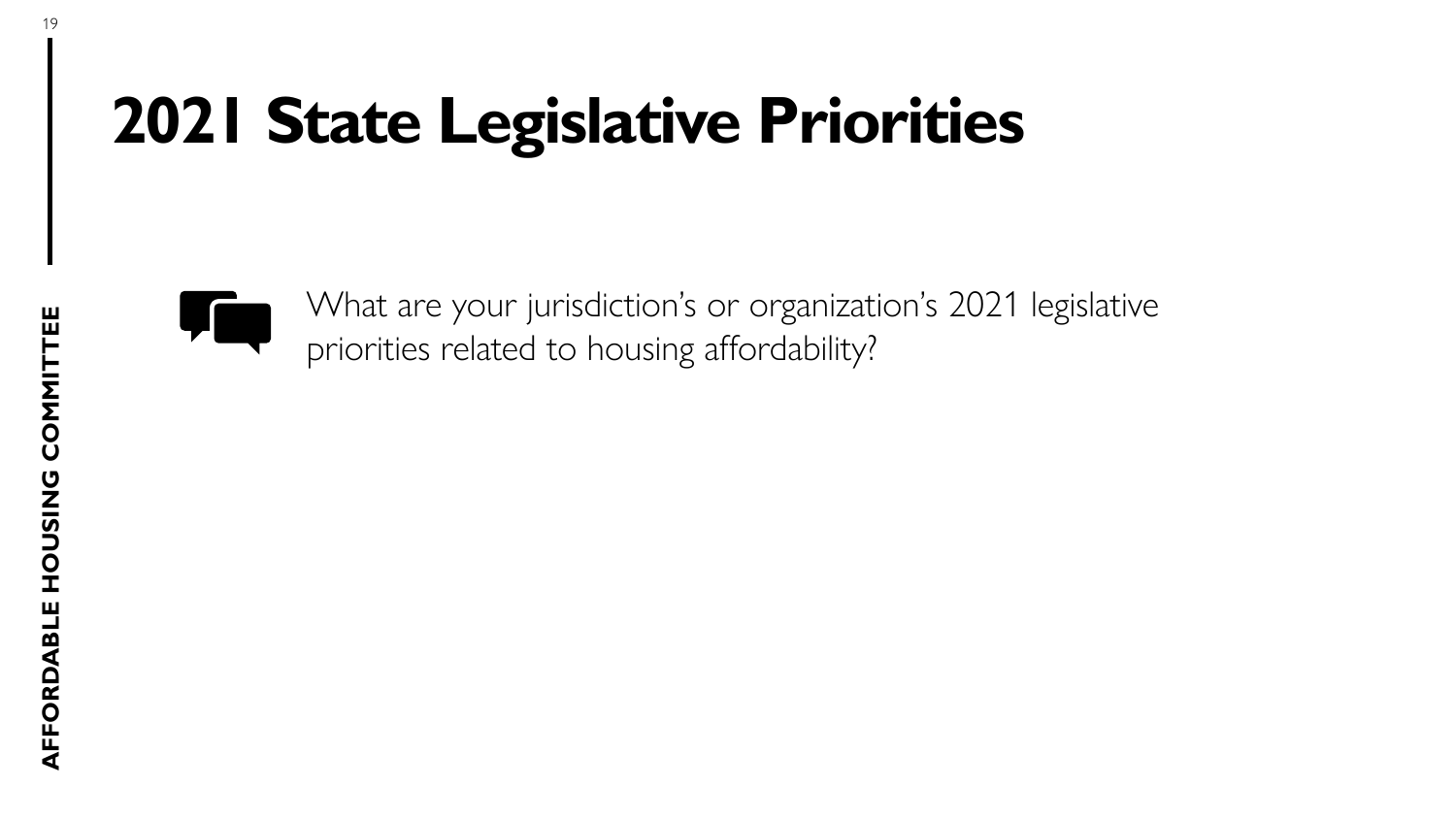# 2021 State Legislative Priorities

What are your jurisdiction's or organization's 2021 legislative priorities related to housing affordability?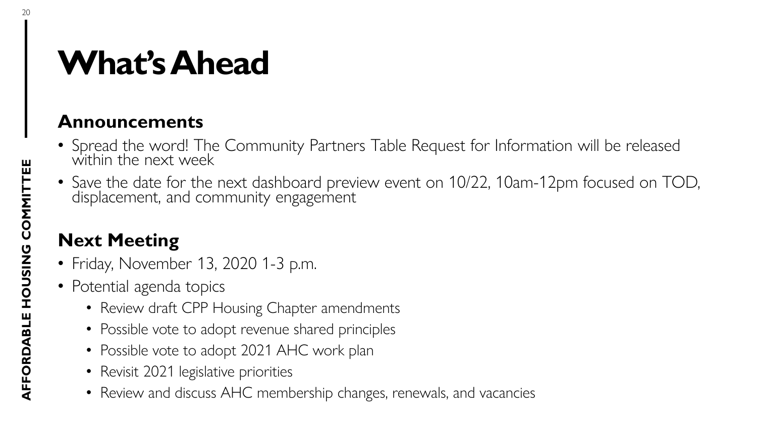# What's Ahead

## Announcements

- Spread the word! The Community Partners Table Request for Information will be released within the next week
- Save the date for the next dashboard preview event on 10/22, 10am-12pm focused on TOD, displacement, and community engagement

## Next Meeting

- Friday, November 13, 2020 1-3 p.m.
- Potential agenda topics
  - Review draft CPP Housing Chapter amendments
  - Possible vote to adopt revenue shared principles
  - Possible vote to adopt 2021 AHC work plan
  - Revisit 2021 legislative priorities
  - Review and discuss AHC membership changes, renewals, and vacancies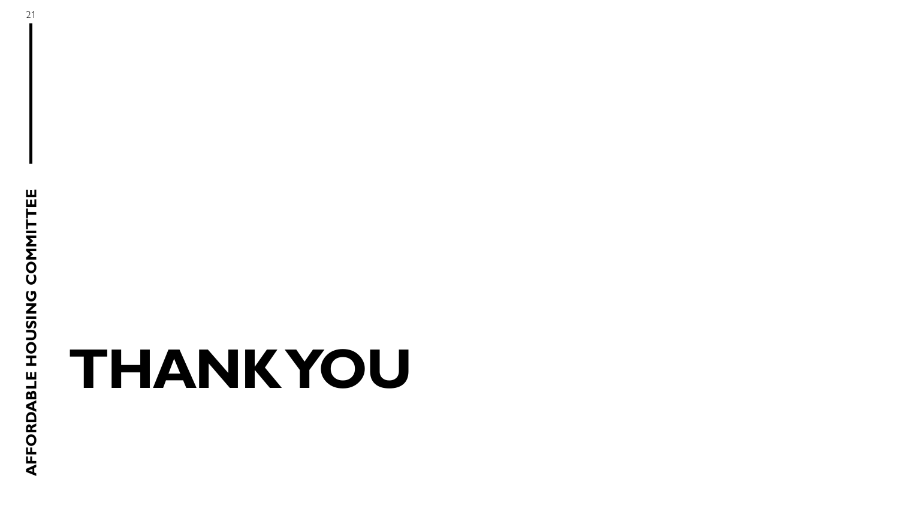# THANK YOU